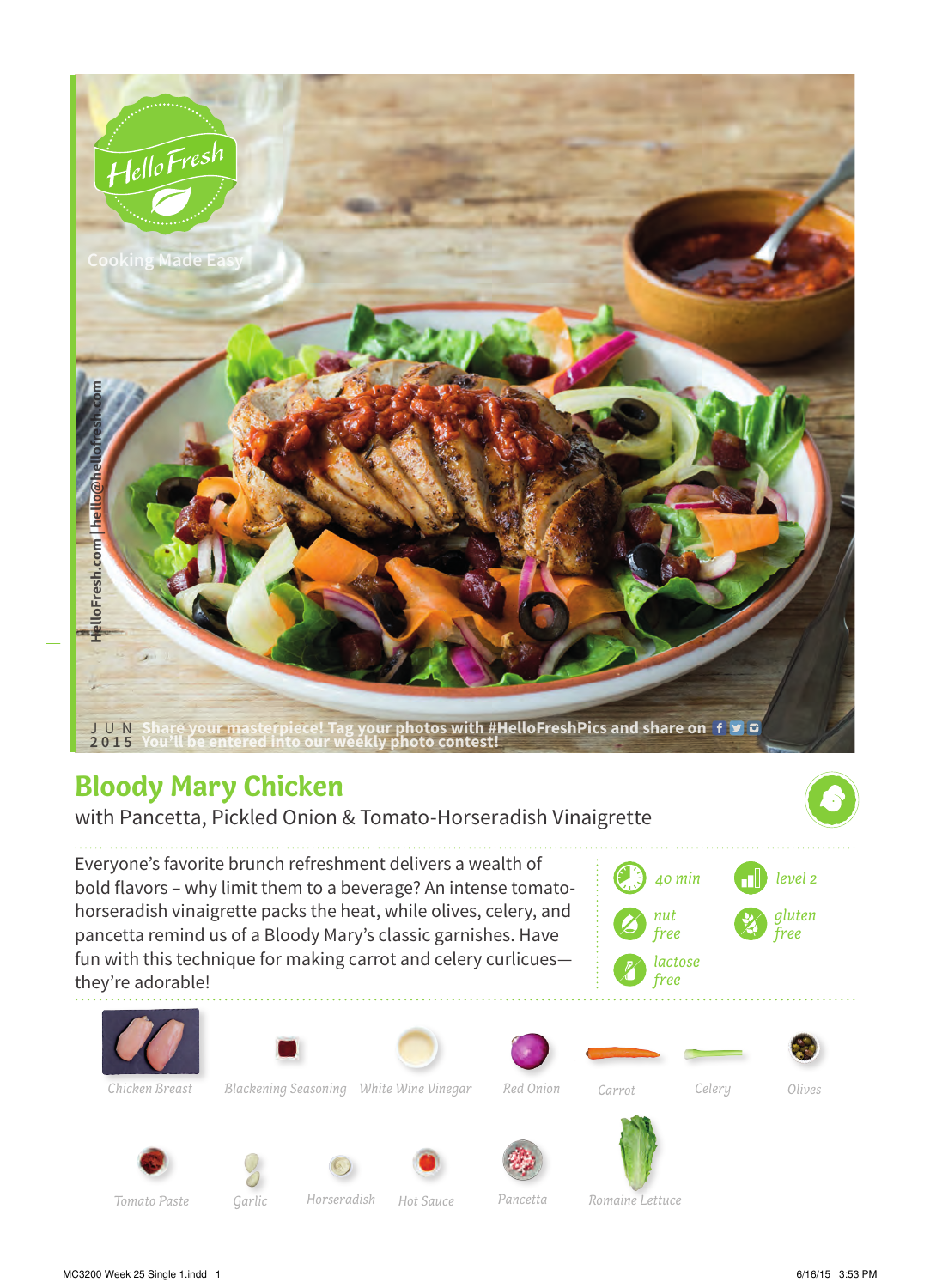HelloFresh

Cooking Made Easy

HelloFresh.com | hello@hellofresh.com

JUN 2015

Share your masterpiece! Tag your photos with #HelloFreshPics and share on f t ◘ You'll be entered into our weekly photo contest!

# Bloody Mary Chicken

with Pancetta, Pickled Onion & Tomato-Horseradish Vinaigrette

Everyone's favorite brunch refreshment delivers a wealth of bold flavors – why limit them to a beverage? An intense tomato-horseradish vinaigrette packs the heat, while olives, celery, and pancetta remind us of a Bloody Mary's classic garnishes. Have fun with this technique for making carrot and celery curlicues—they're adorable!

- 40 min
- level 2
- nut free
- gluten free
- lactose free

Chicken Breast · Blackening Seasoning · White Wine Vinegar · Red Onion · Carrot · Celery · Olives · Tomato Paste · Garlic · Horseradish · Hot Sauce · Pancetta · Romaine Lettuce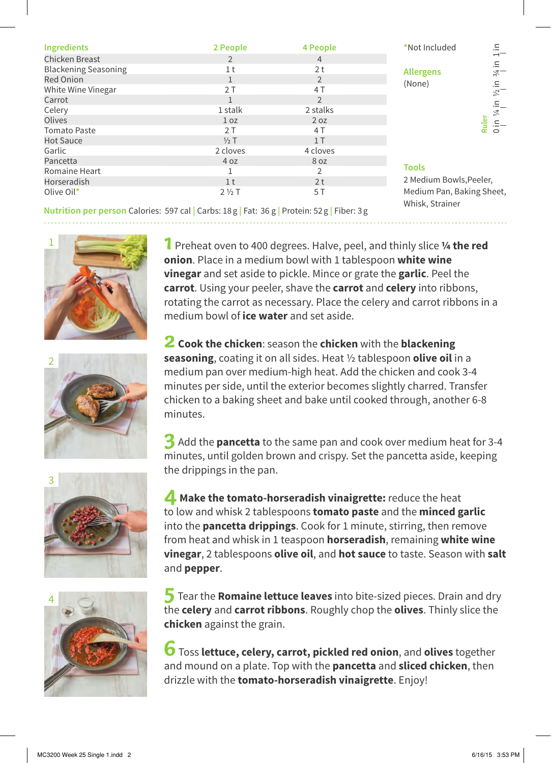| Ingredients | 2 People | 4 People |
|---|---|---|
| Chicken Breast | 2 | 4 |
| Blackening Seasoning | 1 t | 2 t |
| Red Onion | 1 | 2 |
| White Wine Vinegar | 2 T | 4 T |
| Carrot | 1 | 2 |
| Celery | 1 stalk | 2 stalks |
| Olives | 1 oz | 2 oz |
| Tomato Paste | 2 T | 4 T |
| Hot Sauce | ½ T | 1 T |
| Garlic | 2 cloves | 4 cloves |
| Pancetta | 4 oz | 8 oz |
| Romaine Heart | 1 | 2 |
| Horseradish | 1 t | 2 t |
| Olive Oil* | 2 ½ T | 5 T |

*Not Included

**Allergens**
(None)

Ruler
0 in ¼ in ½ in ¾ in 1 in

**Tools**
2 Medium Bowls, Peeler, Medium Pan, Baking Sheet, Whisk, Strainer

**Nutrition per person** Calories: 597 cal | Carbs: 18 g | Fat: 36 g | Protein: 52 g | Fiber: 3 g

**1** Preheat oven to 400 degrees. Halve, peel, and thinly slice **¼ the red onion**. Place in a medium bowl with 1 tablespoon **white wine vinegar** and set aside to pickle. Mince or grate the **garlic**. Peel the **carrot**. Using your peeler, shave the **carrot** and **celery** into ribbons, rotating the carrot as necessary. Place the celery and carrot ribbons in a medium bowl of **ice water** and set aside.

**2** **Cook the chicken**: season the **chicken** with the **blackening seasoning**, coating it on all sides. Heat ½ tablespoon **olive oil** in a medium pan over medium-high heat. Add the chicken and cook 3-4 minutes per side, until the exterior becomes slightly charred. Transfer chicken to a baking sheet and bake until cooked through, another 6-8 minutes.

**3** Add the **pancetta** to the same pan and cook over medium heat for 3-4 minutes, until golden brown and crispy. Set the pancetta aside, keeping the drippings in the pan.

**4** **Make the tomato-horseradish vinaigrette:** reduce the heat to low and whisk 2 tablespoons **tomato paste** and the **minced garlic** into the **pancetta drippings**. Cook for 1 minute, stirring, then remove from heat and whisk in 1 teaspoon **horseradish**, remaining **white wine vinegar**, 2 tablespoons **olive oil**, and **hot sauce** to taste. Season with **salt** and **pepper**.

**5** Tear the **Romaine lettuce leaves** into bite-sized pieces. Drain and dry the **celery** and **carrot ribbons**. Roughly chop the **olives**. Thinly slice the **chicken** against the grain.

**6** Toss **lettuce, celery, carrot, pickled red onion**, and **olives** together and mound on a plate. Top with the **pancetta** and **sliced chicken**, then drizzle with the **tomato-horseradish vinaigrette**. Enjoy!